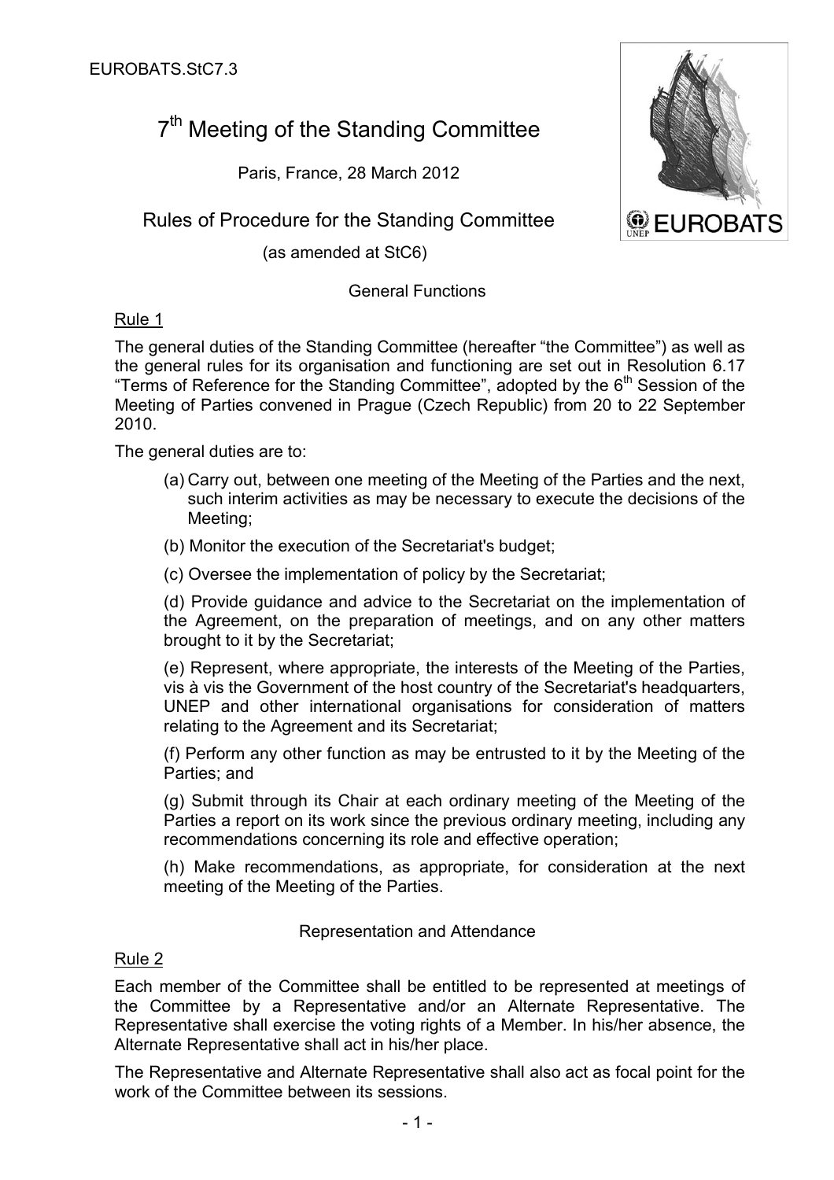EUROBATS.StC7.3

# 7th Meeting of the Standing Committee

Paris, France, 28 March 2012

## Rules of Procedure for the Standing Committee

(as amended at StC6)

### General Functions

Rule 1

The general duties of the Standing Committee (hereafter "the Committee") as well as the general rules for its organisation and functioning are set out in Resolution 6.17 "Terms of Reference for the Standing Committee", adopted by the 6th Session of the Meeting of Parties convened in Prague (Czech Republic) from 20 to 22 September 2010.

The general duties are to:

(a) Carry out, between one meeting of the Meeting of the Parties and the next, such interim activities as may be necessary to execute the decisions of the Meeting;

(b) Monitor the execution of the Secretariat's budget;

(c) Oversee the implementation of policy by the Secretariat;

(d) Provide guidance and advice to the Secretariat on the implementation of the Agreement, on the preparation of meetings, and on any other matters brought to it by the Secretariat;

(e) Represent, where appropriate, the interests of the Meeting of the Parties, vis à vis the Government of the host country of the Secretariat's headquarters, UNEP and other international organisations for consideration of matters relating to the Agreement and its Secretariat;

(f) Perform any other function as may be entrusted to it by the Meeting of the Parties; and

(g) Submit through its Chair at each ordinary meeting of the Meeting of the Parties a report on its work since the previous ordinary meeting, including any recommendations concerning its role and effective operation;

(h) Make recommendations, as appropriate, for consideration at the next meeting of the Meeting of the Parties.

### Representation and Attendance

Rule 2

Each member of the Committee shall be entitled to be represented at meetings of the Committee by a Representative and/or an Alternate Representative. The Representative shall exercise the voting rights of a Member. In his/her absence, the Alternate Representative shall act in his/her place.

The Representative and Alternate Representative shall also act as focal point for the work of the Committee between its sessions.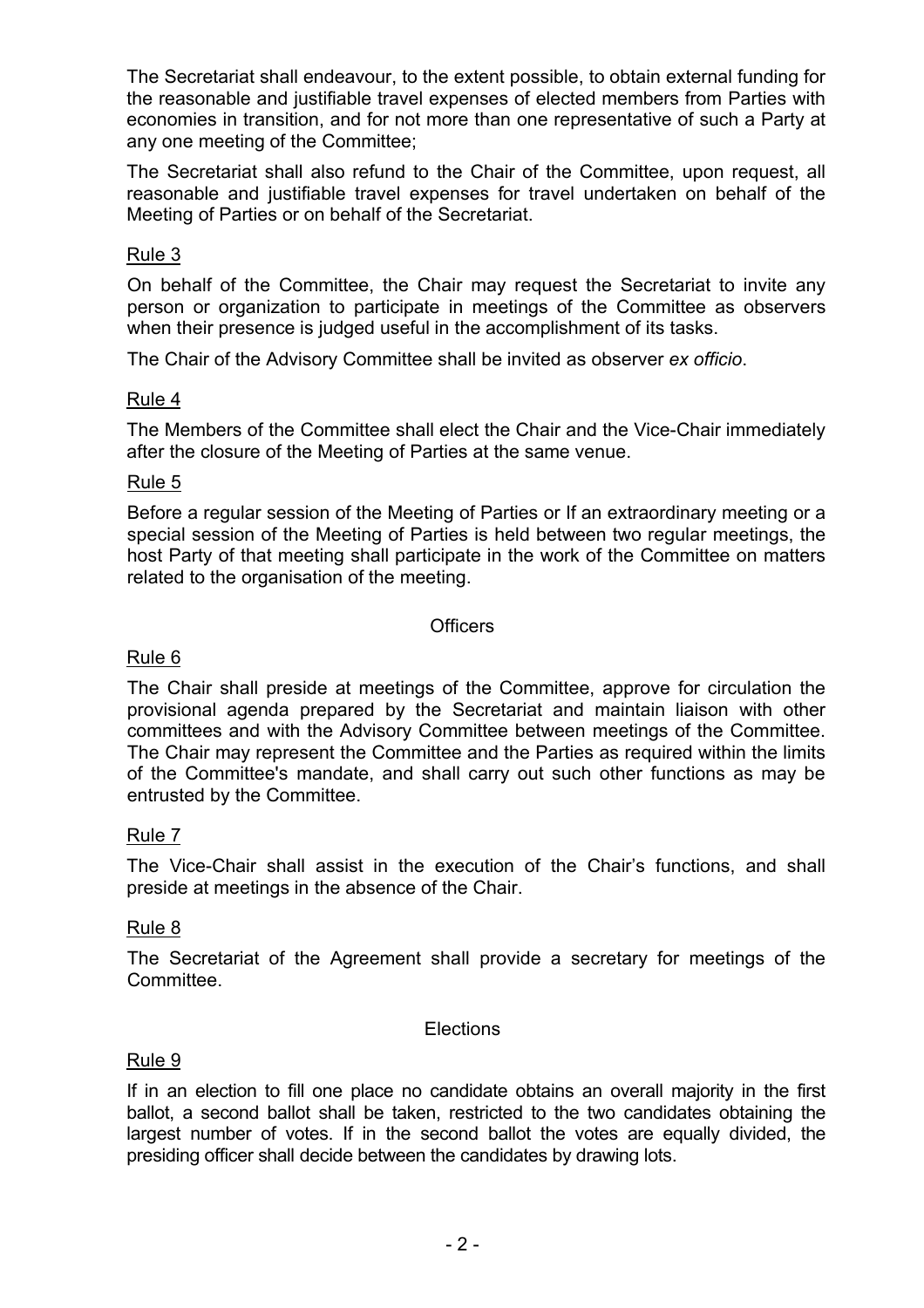The Secretariat shall endeavour, to the extent possible, to obtain external funding for the reasonable and justifiable travel expenses of elected members from Parties with economies in transition, and for not more than one representative of such a Party at any one meeting of the Committee;

The Secretariat shall also refund to the Chair of the Committee, upon request, all reasonable and justifiable travel expenses for travel undertaken on behalf of the Meeting of Parties or on behalf of the Secretariat.

Rule 3

On behalf of the Committee, the Chair may request the Secretariat to invite any person or organization to participate in meetings of the Committee as observers when their presence is judged useful in the accomplishment of its tasks.

The Chair of the Advisory Committee shall be invited as observer *ex officio*.

Rule 4

The Members of the Committee shall elect the Chair and the Vice-Chair immediately after the closure of the Meeting of Parties at the same venue.

Rule 5

Before a regular session of the Meeting of Parties or If an extraordinary meeting or a special session of the Meeting of Parties is held between two regular meetings, the host Party of that meeting shall participate in the work of the Committee on matters related to the organisation of the meeting.

## Officers

Rule 6

The Chair shall preside at meetings of the Committee, approve for circulation the provisional agenda prepared by the Secretariat and maintain liaison with other committees and with the Advisory Committee between meetings of the Committee. The Chair may represent the Committee and the Parties as required within the limits of the Committee's mandate, and shall carry out such other functions as may be entrusted by the Committee.

Rule 7

The Vice-Chair shall assist in the execution of the Chair's functions, and shall preside at meetings in the absence of the Chair.

Rule 8

The Secretariat of the Agreement shall provide a secretary for meetings of the Committee.

## Elections

Rule 9

If in an election to fill one place no candidate obtains an overall majority in the first ballot, a second ballot shall be taken, restricted to the two candidates obtaining the largest number of votes. If in the second ballot the votes are equally divided, the presiding officer shall decide between the candidates by drawing lots.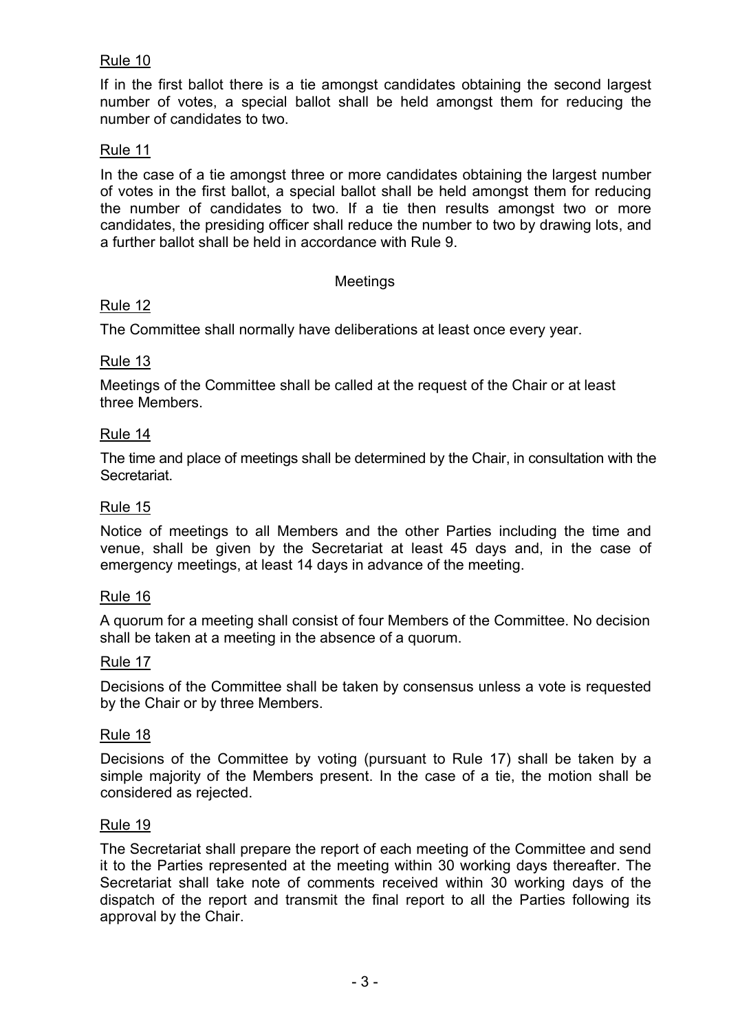Rule 10

If in the first ballot there is a tie amongst candidates obtaining the second largest number of votes, a special ballot shall be held amongst them for reducing the number of candidates to two.

Rule 11

In the case of a tie amongst three or more candidates obtaining the largest number of votes in the first ballot, a special ballot shall be held amongst them for reducing the number of candidates to two. If a tie then results amongst two or more candidates, the presiding officer shall reduce the number to two by drawing lots, and a further ballot shall be held in accordance with Rule 9.

## Meetings

Rule 12

The Committee shall normally have deliberations at least once every year.

Rule 13

Meetings of the Committee shall be called at the request of the Chair or at least three Members.

Rule 14

The time and place of meetings shall be determined by the Chair, in consultation with the Secretariat.

Rule 15

Notice of meetings to all Members and the other Parties including the time and venue, shall be given by the Secretariat at least 45 days and, in the case of emergency meetings, at least 14 days in advance of the meeting.

Rule 16

A quorum for a meeting shall consist of four Members of the Committee. No decision shall be taken at a meeting in the absence of a quorum.

Rule 17

Decisions of the Committee shall be taken by consensus unless a vote is requested by the Chair or by three Members.

Rule 18

Decisions of the Committee by voting (pursuant to Rule 17) shall be taken by a simple majority of the Members present. In the case of a tie, the motion shall be considered as rejected.

Rule 19

The Secretariat shall prepare the report of each meeting of the Committee and send it to the Parties represented at the meeting within 30 working days thereafter. The Secretariat shall take note of comments received within 30 working days of the dispatch of the report and transmit the final report to all the Parties following its approval by the Chair.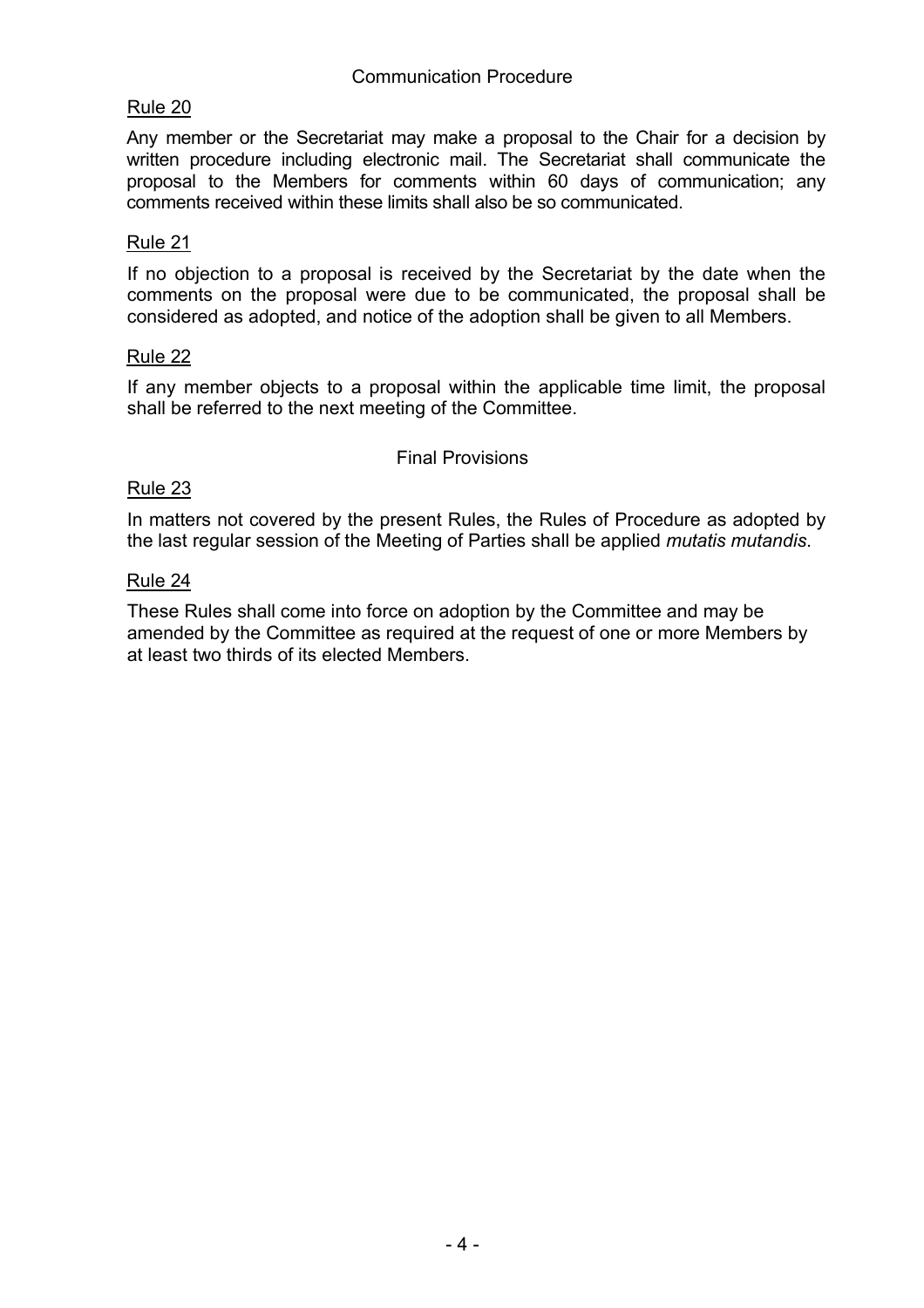## Communication Procedure

Rule 20

Any member or the Secretariat may make a proposal to the Chair for a decision by written procedure including electronic mail. The Secretariat shall communicate the proposal to the Members for comments within 60 days of communication; any comments received within these limits shall also be so communicated.

Rule 21

If no objection to a proposal is received by the Secretariat by the date when the comments on the proposal were due to be communicated, the proposal shall be considered as adopted, and notice of the adoption shall be given to all Members.

Rule 22

If any member objects to a proposal within the applicable time limit, the proposal shall be referred to the next meeting of the Committee.

## Final Provisions

Rule 23

In matters not covered by the present Rules, the Rules of Procedure as adopted by the last regular session of the Meeting of Parties shall be applied *mutatis mutandis*.

Rule 24

These Rules shall come into force on adoption by the Committee and may be amended by the Committee as required at the request of one or more Members by at least two thirds of its elected Members.